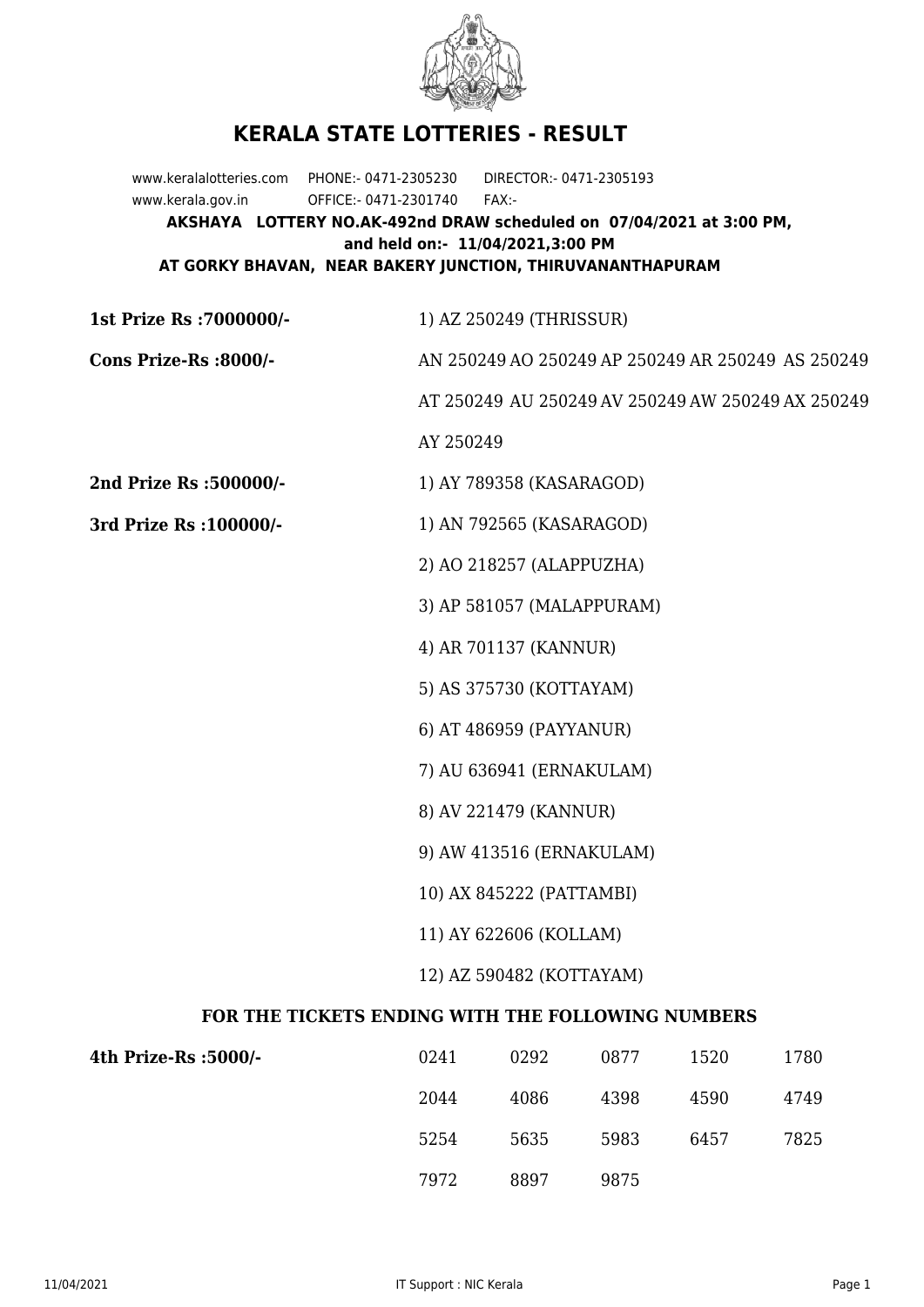# KERALA STATE LOTTERIES - RESULT

www.keralalotteries.com PHONE:- 0471-2305230 DIRECTOR:- 0471-2305193

www.kerala.gov.in OFFICE:- 0471-2301740 FAX:-

**AKSHAYA LOTTERY NO.AK-492nd DRAW scheduled on 07/04/2021 at 3:00 PM, and held on:- 11/04/2021,3:00 PM**

**AT GORKY BHAVAN, NEAR BAKERY JUNCTION, THIRUVANANTHAPURAM**

**1st Prize Rs :7000000/-** 1) AZ 250249 (THRISSUR)

**Cons Prize-Rs :8000/-** AN 250249 AO 250249 AP 250249 AR 250249 AS 250249 AT 250249 AU 250249 AV 250249 AW 250249 AX 250249 AY 250249

**2nd Prize Rs :500000/-** 1) AY 789358 (KASARAGOD)

**3rd Prize Rs :100000/-**

1) AN 792565 (KASARAGOD)
2) AO 218257 (ALAPPUZHA)
3) AP 581057 (MALAPPURAM)
4) AR 701137 (KANNUR)
5) AS 375730 (KOTTAYAM)
6) AT 486959 (PAYYANUR)
7) AU 636941 (ERNAKULAM)
8) AV 221479 (KANNUR)
9) AW 413516 (ERNAKULAM)
10) AX 845222 (PATTAMBI)
11) AY 622606 (KOLLAM)
12) AZ 590482 (KOTTAYAM)

### FOR THE TICKETS ENDING WITH THE FOLLOWING NUMBERS

**4th Prize-Rs :5000/-**

| | | | | |
|---|---|---|---|---|
| 0241 | 0292 | 0877 | 1520 | 1780 |
| 2044 | 4086 | 4398 | 4590 | 4749 |
| 5254 | 5635 | 5983 | 6457 | 7825 |
| 7972 | 8897 | 9875 | | |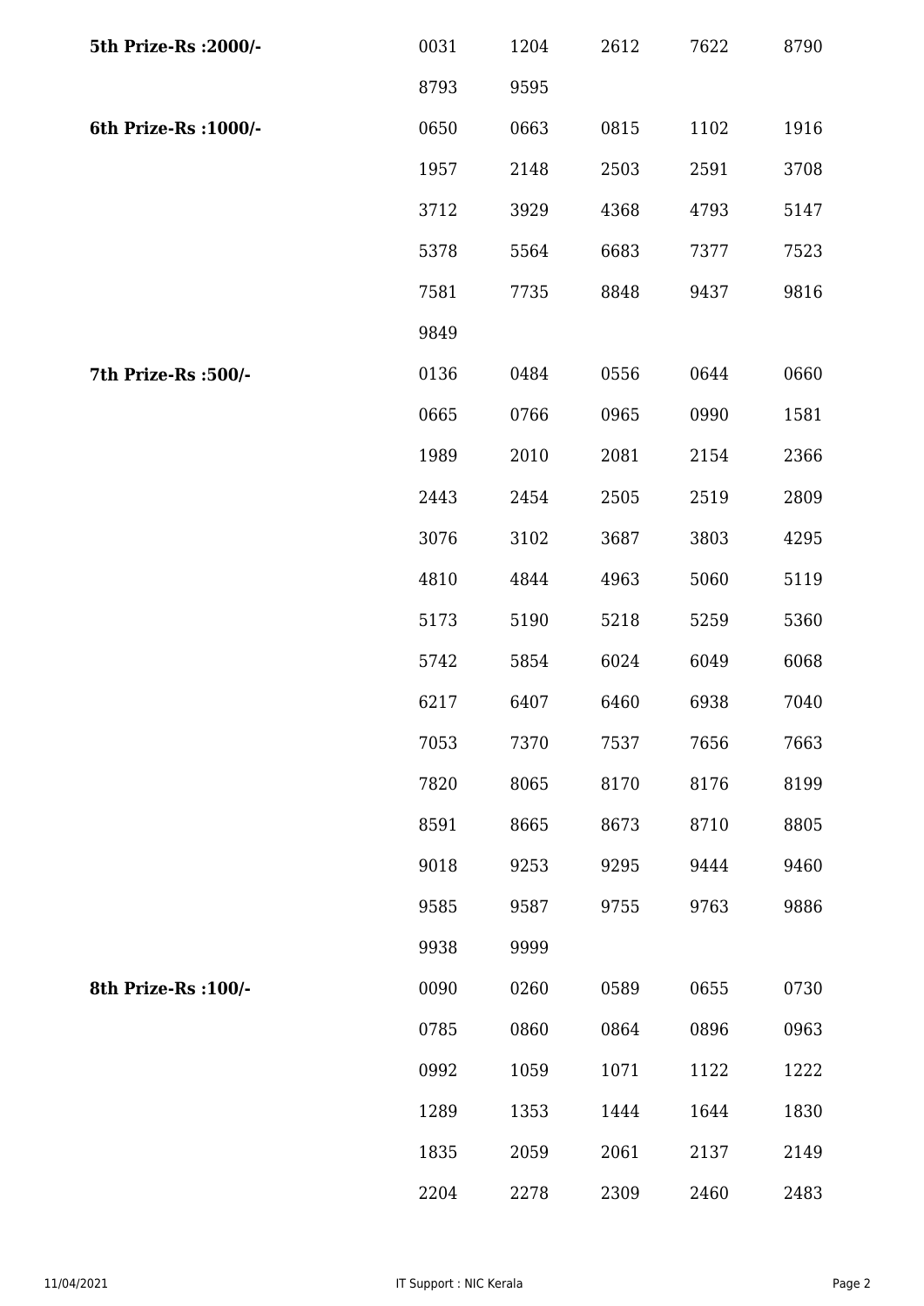| | | | | | |
|---|---|---|---|---|---|
| **5th Prize-Rs :2000/-** | 0031 | 1204 | 2612 | 7622 | 8790 |
| | 8793 | 9595 | | | |
| **6th Prize-Rs :1000/-** | 0650 | 0663 | 0815 | 1102 | 1916 |
| | 1957 | 2148 | 2503 | 2591 | 3708 |
| | 3712 | 3929 | 4368 | 4793 | 5147 |
| | 5378 | 5564 | 6683 | 7377 | 7523 |
| | 7581 | 7735 | 8848 | 9437 | 9816 |
| | 9849 | | | | |
| **7th Prize-Rs :500/-** | 0136 | 0484 | 0556 | 0644 | 0660 |
| | 0665 | 0766 | 0965 | 0990 | 1581 |
| | 1989 | 2010 | 2081 | 2154 | 2366 |
| | 2443 | 2454 | 2505 | 2519 | 2809 |
| | 3076 | 3102 | 3687 | 3803 | 4295 |
| | 4810 | 4844 | 4963 | 5060 | 5119 |
| | 5173 | 5190 | 5218 | 5259 | 5360 |
| | 5742 | 5854 | 6024 | 6049 | 6068 |
| | 6217 | 6407 | 6460 | 6938 | 7040 |
| | 7053 | 7370 | 7537 | 7656 | 7663 |
| | 7820 | 8065 | 8170 | 8176 | 8199 |
| | 8591 | 8665 | 8673 | 8710 | 8805 |
| | 9018 | 9253 | 9295 | 9444 | 9460 |
| | 9585 | 9587 | 9755 | 9763 | 9886 |
| | 9938 | 9999 | | | |
| **8th Prize-Rs :100/-** | 0090 | 0260 | 0589 | 0655 | 0730 |
| | 0785 | 0860 | 0864 | 0896 | 0963 |
| | 0992 | 1059 | 1071 | 1122 | 1222 |
| | 1289 | 1353 | 1444 | 1644 | 1830 |
| | 1835 | 2059 | 2061 | 2137 | 2149 |
| | 2204 | 2278 | 2309 | 2460 | 2483 |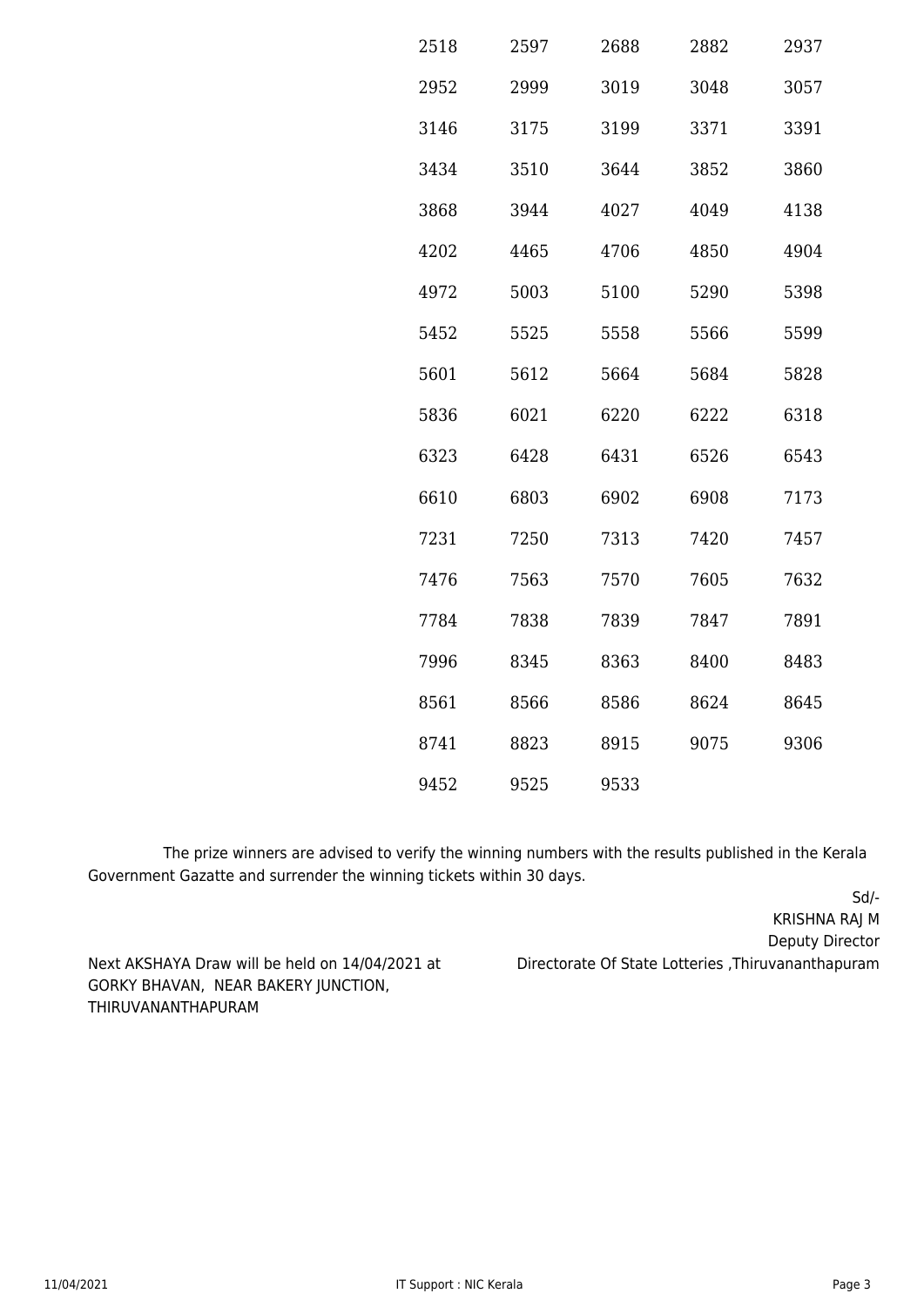| | | | | |
|---|---|---|---|---|
| 2518 | 2597 | 2688 | 2882 | 2937 |
| 2952 | 2999 | 3019 | 3048 | 3057 |
| 3146 | 3175 | 3199 | 3371 | 3391 |
| 3434 | 3510 | 3644 | 3852 | 3860 |
| 3868 | 3944 | 4027 | 4049 | 4138 |
| 4202 | 4465 | 4706 | 4850 | 4904 |
| 4972 | 5003 | 5100 | 5290 | 5398 |
| 5452 | 5525 | 5558 | 5566 | 5599 |
| 5601 | 5612 | 5664 | 5684 | 5828 |
| 5836 | 6021 | 6220 | 6222 | 6318 |
| 6323 | 6428 | 6431 | 6526 | 6543 |
| 6610 | 6803 | 6902 | 6908 | 7173 |
| 7231 | 7250 | 7313 | 7420 | 7457 |
| 7476 | 7563 | 7570 | 7605 | 7632 |
| 7784 | 7838 | 7839 | 7847 | 7891 |
| 7996 | 8345 | 8363 | 8400 | 8483 |
| 8561 | 8566 | 8586 | 8624 | 8645 |
| 8741 | 8823 | 8915 | 9075 | 9306 |
| 9452 | 9525 | 9533 | | |

The prize winners are advised to verify the winning numbers with the results published in the Kerala Government Gazatte and surrender the winning tickets within 30 days.

Sd/-
KRISHNA RAJ M
Deputy Director
Directorate Of State Lotteries ,Thiruvananthapuram

Next AKSHAYA Draw will be held on 14/04/2021 at GORKY BHAVAN, NEAR BAKERY JUNCTION, THIRUVANANTHAPURAM